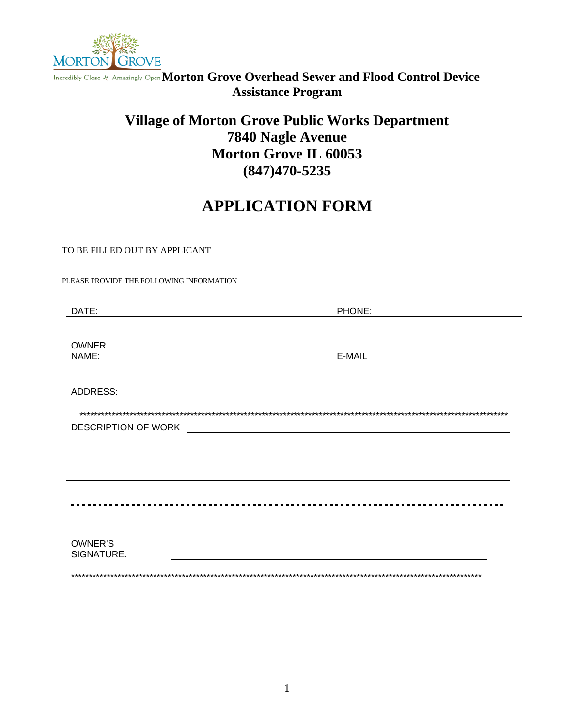MORTON GROVE
Incredibly Close ✣ Amazingly Open

# Morton Grove Overhead Sewer and Flood Control Device Assistance Program

## Village of Morton Grove Public Works Department
## 7840 Nagle Avenue
## Morton Grove IL 60053
## (847)470-5235

# APPLICATION FORM

TO BE FILLED OUT BY APPLICANT

PLEASE PROVIDE THE FOLLOWING INFORMATION

DATE: ____________________ PHONE: ____________________

OWNER NAME: ____________________ E-MAIL ____________________

ADDRESS: ________________________________________

*************************************************************************************************************************

DESCRIPTION OF WORK ________________________________________

________________________________________

________________________________________

- - - - - - - - - - - - - - - - - - - - - - - - - - - - - - - - - - - - - - - - - - - - - - - - - - - - - - - - - - - - - - - - - - - - - - - - - - -

OWNER'S SIGNATURE: ________________________________________

*************************************************************************************************************************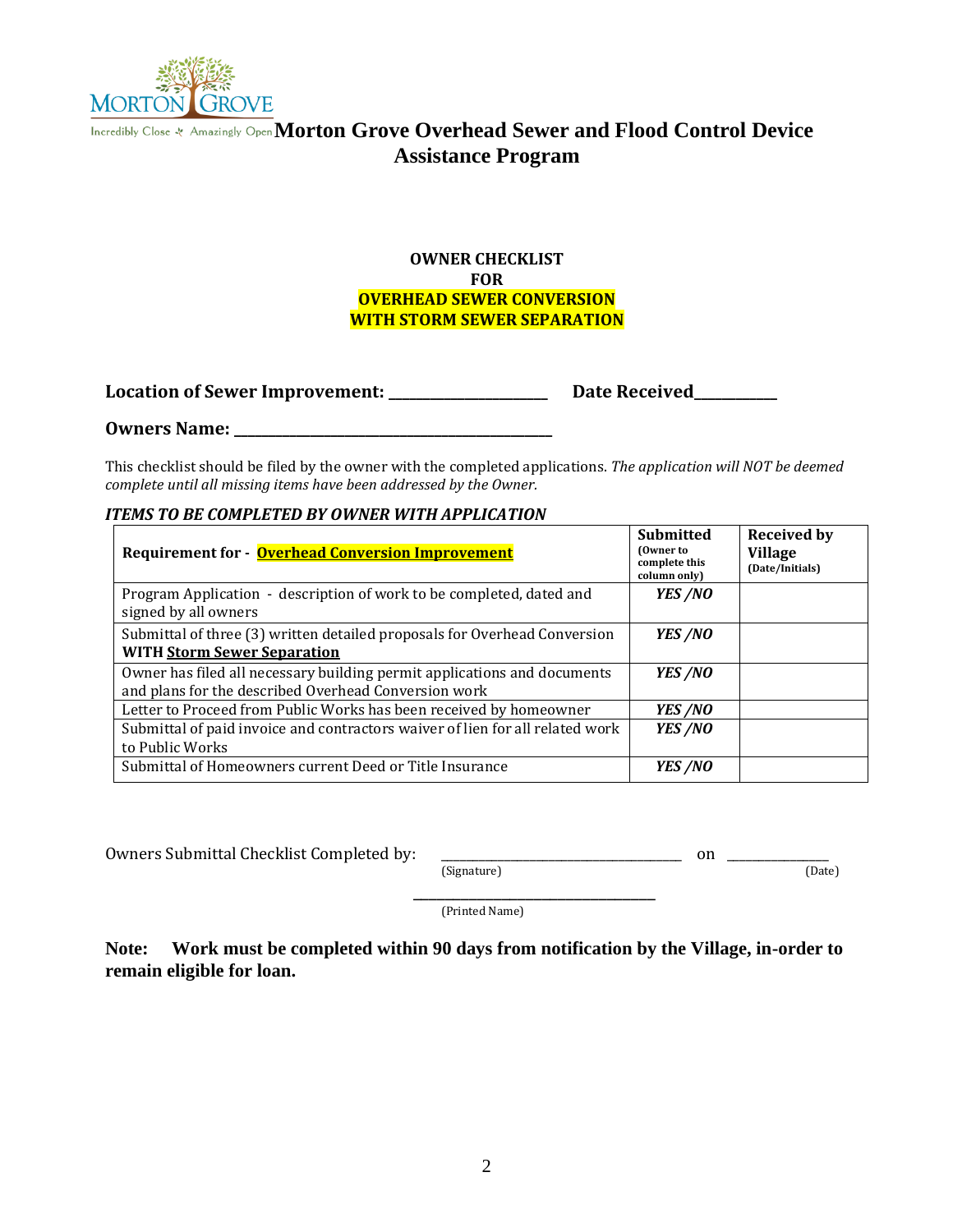# Morton Grove Overhead Sewer and Flood Control Device Assistance Program

**OWNER CHECKLIST**
**FOR**
**OVERHEAD SEWER CONVERSION**
**WITH STORM SEWER SEPARATION**

**Location of Sewer Improvement: ____________________** **Date Received__________**

**Owners Name: __________________________________________**

This checklist should be filed by the owner with the completed applications. *The application will NOT be deemed complete until all missing items have been addressed by the Owner.*

***ITEMS TO BE COMPLETED BY OWNER WITH APPLICATION***

| **Requirement for - Overhead Conversion Improvement** | **Submitted** (Owner to complete this column only) | **Received by Village** (Date/Initials) |
|---|---|---|
| Program Application - description of work to be completed, dated and signed by all owners | ***YES /NO*** | |
| Submittal of three (3) written detailed proposals for Overhead Conversion **WITH Storm Sewer Separation** | ***YES /NO*** | |
| Owner has filed all necessary building permit applications and documents and plans for the described Overhead Conversion work | ***YES /NO*** | |
| Letter to Proceed from Public Works has been received by homeowner | ***YES /NO*** | |
| Submittal of paid invoice and contractors waiver of lien for all related work to Public Works | ***YES /NO*** | |
| Submittal of Homeowners current Deed or Title Insurance | ***YES /NO*** | |

Owners Submittal Checklist Completed by: _________________________________ on _____________
(Signature) (Date)

_________________________________
(Printed Name)

**Note: Work must be completed within 90 days from notification by the Village, in-order to remain eligible for loan.**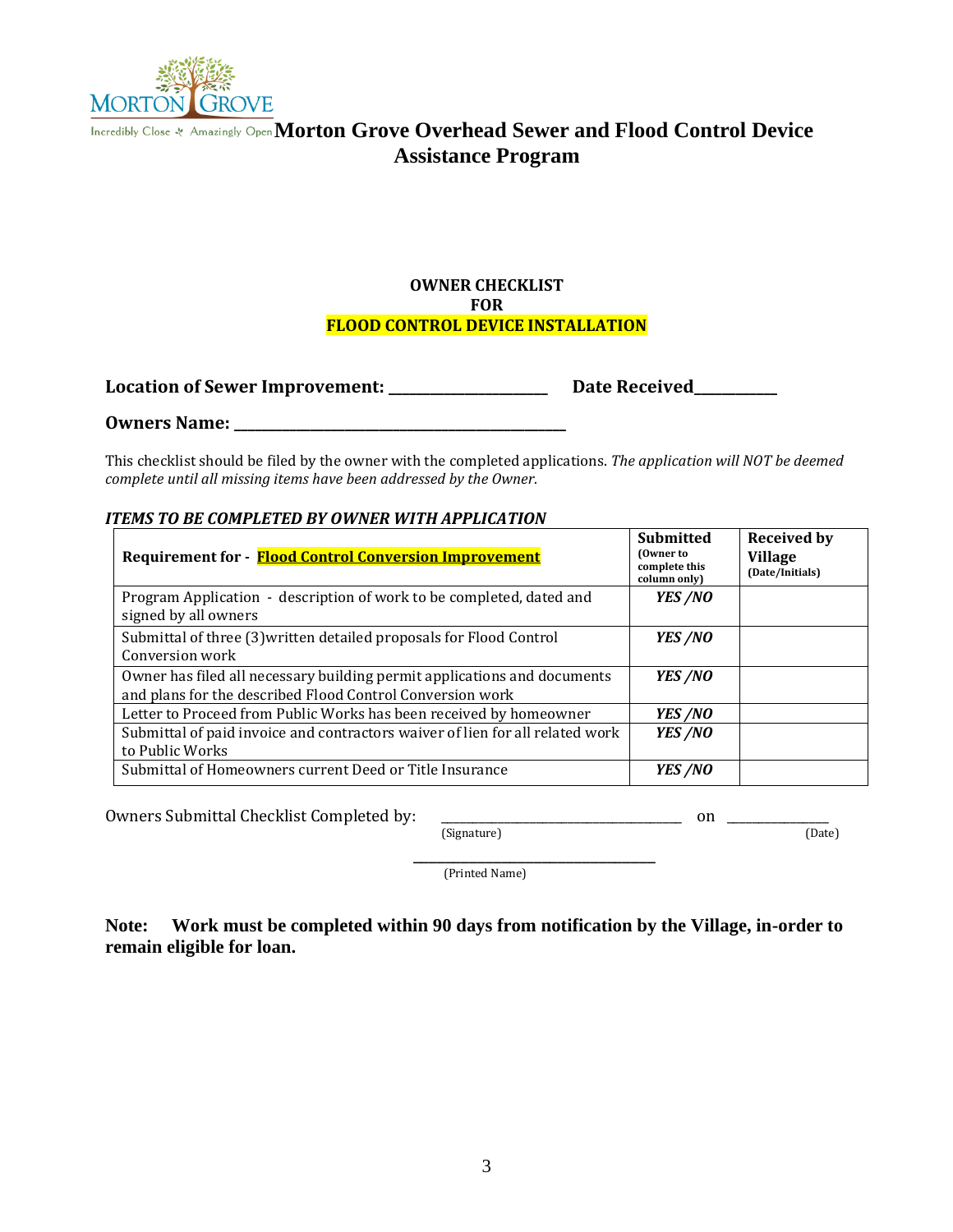Incredibly Close ⁂ Amazingly Open

# Morton Grove Overhead Sewer and Flood Control Device Assistance Program

**OWNER CHECKLIST**
**FOR**
**FLOOD CONTROL DEVICE INSTALLATION**

**Location of Sewer Improvement:** ____________________ **Date Received**__________

**Owners Name:** ____________________________________________

This checklist should be filed by the owner with the completed applications. *The application will NOT be deemed complete until all missing items have been addressed by the Owner.*

***ITEMS TO BE COMPLETED BY OWNER WITH APPLICATION***

| **Requirement for - Flood Control Conversion Improvement** | **Submitted** (Owner to complete this column only) | **Received by Village** (Date/Initials) |
|---|---|---|
| Program Application - description of work to be completed, dated and signed by all owners | ***YES /NO*** | |
| Submittal of three (3)written detailed proposals for Flood Control Conversion work | ***YES /NO*** | |
| Owner has filed all necessary building permit applications and documents and plans for the described Flood Control Conversion work | ***YES /NO*** | |
| Letter to Proceed from Public Works has been received by homeowner | ***YES /NO*** | |
| Submittal of paid invoice and contractors waiver of lien for all related work to Public Works | ***YES /NO*** | |
| Submittal of Homeowners current Deed or Title Insurance | ***YES /NO*** | |

Owners Submittal Checklist Completed by: ______________________________ on ____________
(Signature) (Date)

______________________________
(Printed Name)

**Note: Work must be completed within 90 days from notification by the Village, in-order to remain eligible for loan.**